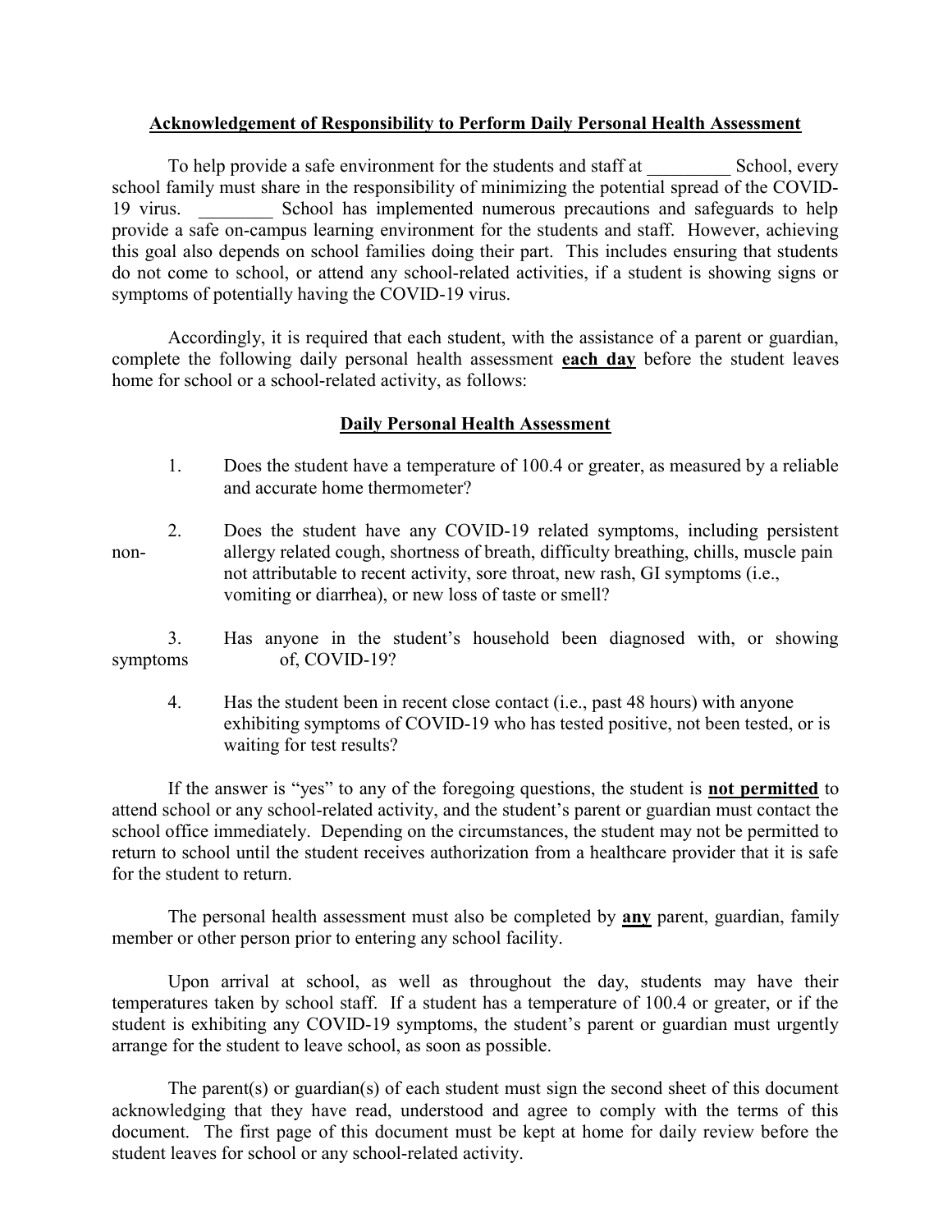**Acknowledgement of Responsibility to Perform Daily Personal Health Assessment**

To help provide a safe environment for the students and staff at _________ School, every school family must share in the responsibility of minimizing the potential spread of the COVID-19 virus. ________ School has implemented numerous precautions and safeguards to help provide a safe on-campus learning environment for the students and staff. However, achieving this goal also depends on school families doing their part. This includes ensuring that students do not come to school, or attend any school-related activities, if a student is showing signs or symptoms of potentially having the COVID-19 virus.

Accordingly, it is required that each student, with the assistance of a parent or guardian, complete the following daily personal health assessment **each day** before the student leaves home for school or a school-related activity, as follows:

**Daily Personal Health Assessment**

1. Does the student have a temperature of 100.4 or greater, as measured by a reliable and accurate home thermometer?

2. Does the student have any COVID-19 related symptoms, including persistent non-allergy related cough, shortness of breath, difficulty breathing, chills, muscle pain not attributable to recent activity, sore throat, new rash, GI symptoms (i.e., vomiting or diarrhea), or new loss of taste or smell?

3. Has anyone in the student's household been diagnosed with, or showing symptoms of, COVID-19?

4. Has the student been in recent close contact (i.e., past 48 hours) with anyone exhibiting symptoms of COVID-19 who has tested positive, not been tested, or is waiting for test results?

If the answer is "yes" to any of the foregoing questions, the student is **not permitted** to attend school or any school-related activity, and the student's parent or guardian must contact the school office immediately. Depending on the circumstances, the student may not be permitted to return to school until the student receives authorization from a healthcare provider that it is safe for the student to return.

The personal health assessment must also be completed by **any** parent, guardian, family member or other person prior to entering any school facility.

Upon arrival at school, as well as throughout the day, students may have their temperatures taken by school staff. If a student has a temperature of 100.4 or greater, or if the student is exhibiting any COVID-19 symptoms, the student's parent or guardian must urgently arrange for the student to leave school, as soon as possible.

The parent(s) or guardian(s) of each student must sign the second sheet of this document acknowledging that they have read, understood and agree to comply with the terms of this document. The first page of this document must be kept at home for daily review before the student leaves for school or any school-related activity.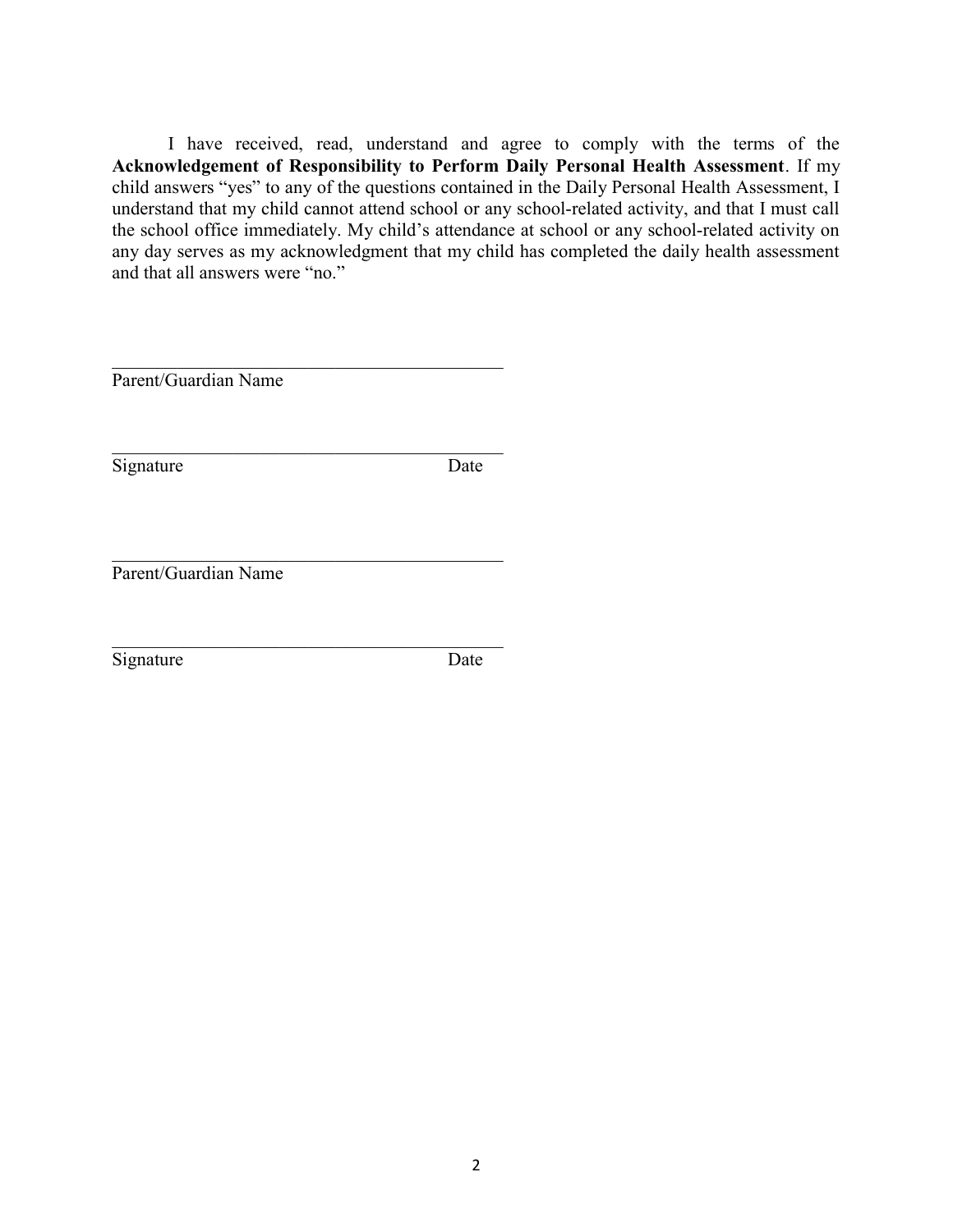I have received, read, understand and agree to comply with the terms of the **Acknowledgement of Responsibility to Perform Daily Personal Health Assessment**. If my child answers "yes" to any of the questions contained in the Daily Personal Health Assessment, I understand that my child cannot attend school or any school-related activity, and that I must call the school office immediately. My child's attendance at school or any school-related activity on any day serves as my acknowledgment that my child has completed the daily health assessment and that all answers were "no."

\_\_\_\_\_\_\_\_\_\_\_\_\_\_\_\_\_\_\_\_\_\_\_\_\_\_\_\_\_\_\_\_\_\_\_\_\_\_\_\_\_\_
Parent/Guardian Name

\_\_\_\_\_\_\_\_\_\_\_\_\_\_\_\_\_\_\_\_\_\_\_\_\_\_\_\_\_\_\_\_\_\_\_\_\_\_\_\_\_\_
Signature                                        Date

\_\_\_\_\_\_\_\_\_\_\_\_\_\_\_\_\_\_\_\_\_\_\_\_\_\_\_\_\_\_\_\_\_\_\_\_\_\_\_\_\_\_
Parent/Guardian Name

\_\_\_\_\_\_\_\_\_\_\_\_\_\_\_\_\_\_\_\_\_\_\_\_\_\_\_\_\_\_\_\_\_\_\_\_\_\_\_\_\_\_
Signature                                        Date